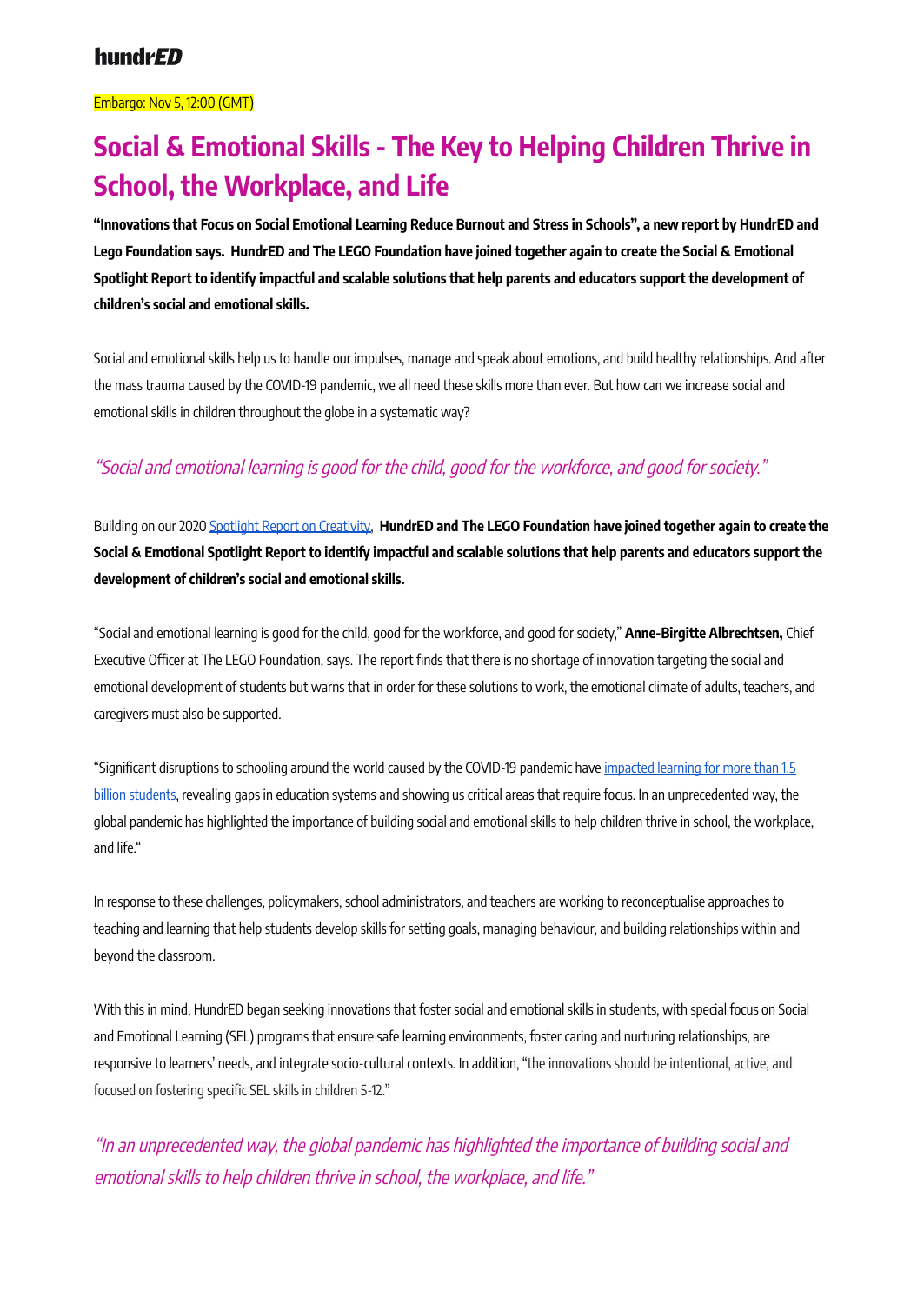hundrED

Embargo: Nov 5, 12:00 (GMT)

# Social & Emotional Skills - The Key to Helping Children Thrive in School, the Workplace, and Life

**"Innovations that Focus on Social Emotional Learning Reduce Burnout and Stress in Schools", a new report by HundrED and Lego Foundation says. HundrED and The LEGO Foundation have joined together again to create the Social & Emotional Spotlight Report to identify impactful and scalable solutions that help parents and educators support the development of children's social and emotional skills.**

Social and emotional skills help us to handle our impulses, manage and speak about emotions, and build healthy relationships. And after the mass trauma caused by the COVID-19 pandemic, we all need these skills more than ever. But how can we increase social and emotional skills in children throughout the globe in a systematic way?

*"Social and emotional learning is good for the child, good for the workforce, and good for society."*

Building on our 2020 Spotlight Report on Creativity, **HundrED and The LEGO Foundation have joined together again to create the Social & Emotional Spotlight Report to identify impactful and scalable solutions that help parents and educators support the development of children's social and emotional skills.**

"Social and emotional learning is good for the child, good for the workforce, and good for society," **Anne-Birgitte Albrechtsen,** Chief Executive Officer at The LEGO Foundation, says. The report finds that there is no shortage of innovation targeting the social and emotional development of students but warns that in order for these solutions to work, the emotional climate of adults, teachers, and caregivers must also be supported.

"Significant disruptions to schooling around the world caused by the COVID-19 pandemic have impacted learning for more than 1.5 billion students, revealing gaps in education systems and showing us critical areas that require focus. In an unprecedented way, the global pandemic has highlighted the importance of building social and emotional skills to help children thrive in school, the workplace, and life."

In response to these challenges, policymakers, school administrators, and teachers are working to reconceptualise approaches to teaching and learning that help students develop skills for setting goals, managing behaviour, and building relationships within and beyond the classroom.

With this in mind, HundrED began seeking innovations that foster social and emotional skills in students, with special focus on Social and Emotional Learning (SEL) programs that ensure safe learning environments, foster caring and nurturing relationships, are responsive to learners' needs, and integrate socio-cultural contexts. In addition, "the innovations should be intentional, active, and focused on fostering specific SEL skills in children 5-12."

*"In an unprecedented way, the global pandemic has highlighted the importance of building social and emotional skills to help children thrive in school, the workplace, and life."*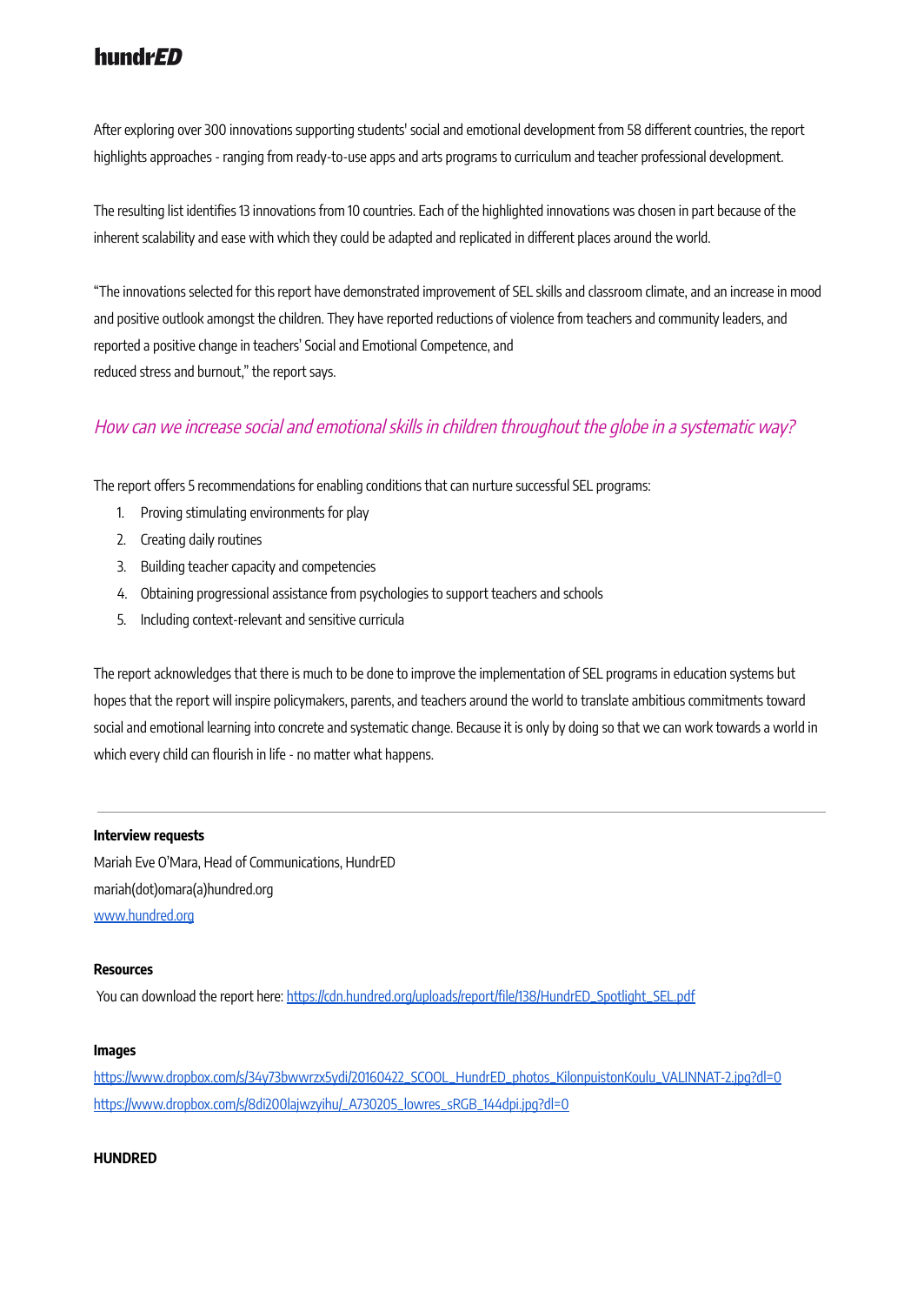After exploring over 300 innovations supporting students' social and emotional development from 58 different countries, the report highlights approaches - ranging from ready-to-use apps and arts programs to curriculum and teacher professional development.

The resulting list identifies 13 innovations from 10 countries. Each of the highlighted innovations was chosen in part because of the inherent scalability and ease with which they could be adapted and replicated in different places around the world.

"The innovations selected for this report have demonstrated improvement of SEL skills and classroom climate, and an increase in mood and positive outlook amongst the children. They have reported reductions of violence from teachers and community leaders, and reported a positive change in teachers' Social and Emotional Competence, and reduced stress and burnout," the report says.

## *How can we increase social and emotional skills in children throughout the globe in a systematic way?*

The report offers 5 recommendations for enabling conditions that can nurture successful SEL programs:

1. Proving stimulating environments for play
2. Creating daily routines
3. Building teacher capacity and competencies
4. Obtaining progressional assistance from psychologies to support teachers and schools
5. Including context-relevant and sensitive curricula

The report acknowledges that there is much to be done to improve the implementation of SEL programs in education systems but hopes that the report will inspire policymakers, parents, and teachers around the world to translate ambitious commitments toward social and emotional learning into concrete and systematic change. Because it is only by doing so that we can work towards a world in which every child can flourish in life - no matter what happens.

---

**Interview requests**

Mariah Eve O'Mara, Head of Communications, HundrED

mariah(dot)omara(a)hundred.org

[www.hundred.org](www.hundred.org)

**Resources**

You can download the report here: [https://cdn.hundred.org/uploads/report/file/138/HundrED_Spotlight_SEL.pdf](https://cdn.hundred.org/uploads/report/file/138/HundrED_Spotlight_SEL.pdf)

**Images**

[https://www.dropbox.com/s/34y73bwwrzx5ydi/20160422_SCOOL_HundrED_photos_KilonpuistonKoulu_VALINNAT-2.jpg?dl=0](https://www.dropbox.com/s/34y73bwwrzx5ydi/20160422_SCOOL_HundrED_photos_KilonpuistonKoulu_VALINNAT-2.jpg?dl=0)

[https://www.dropbox.com/s/8di200lajwzyihu/_A730205_lowres_sRGB_144dpi.jpg?dl=0](https://www.dropbox.com/s/8di200lajwzyihu/_A730205_lowres_sRGB_144dpi.jpg?dl=0)

**HUNDRED**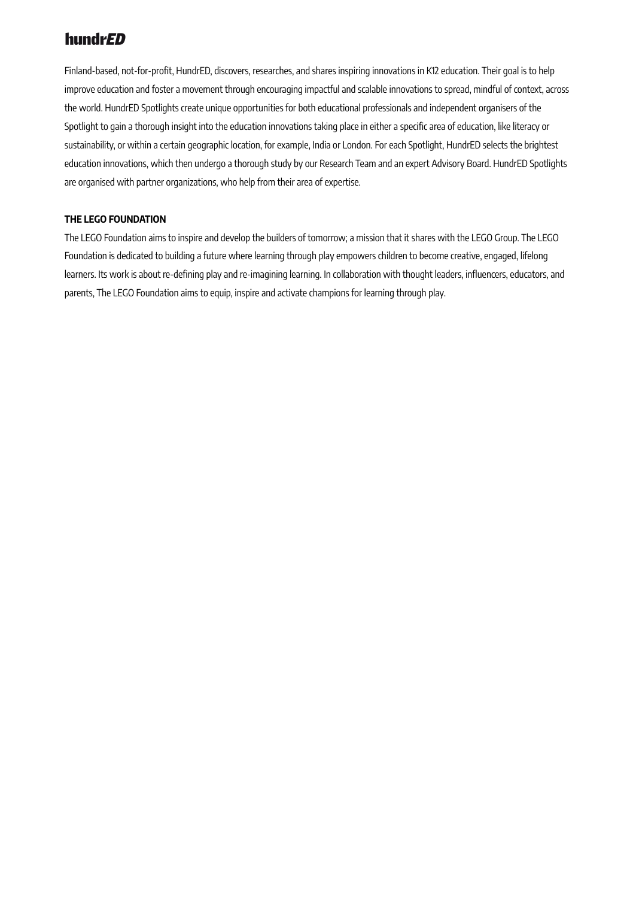# hundrED

Finland-based, not-for-profit, HundrED, discovers, researches, and shares inspiring innovations in K12 education. Their goal is to help improve education and foster a movement through encouraging impactful and scalable innovations to spread, mindful of context, across the world. HundrED Spotlights create unique opportunities for both educational professionals and independent organisers of the Spotlight to gain a thorough insight into the education innovations taking place in either a specific area of education, like literacy or sustainability, or within a certain geographic location, for example, India or London. For each Spotlight, HundrED selects the brightest education innovations, which then undergo a thorough study by our Research Team and an expert Advisory Board. HundrED Spotlights are organised with partner organizations, who help from their area of expertise.

**THE LEGO FOUNDATION**

The LEGO Foundation aims to inspire and develop the builders of tomorrow; a mission that it shares with the LEGO Group. The LEGO Foundation is dedicated to building a future where learning through play empowers children to become creative, engaged, lifelong learners. Its work is about re-defining play and re-imagining learning. In collaboration with thought leaders, influencers, educators, and parents, The LEGO Foundation aims to equip, inspire and activate champions for learning through play.